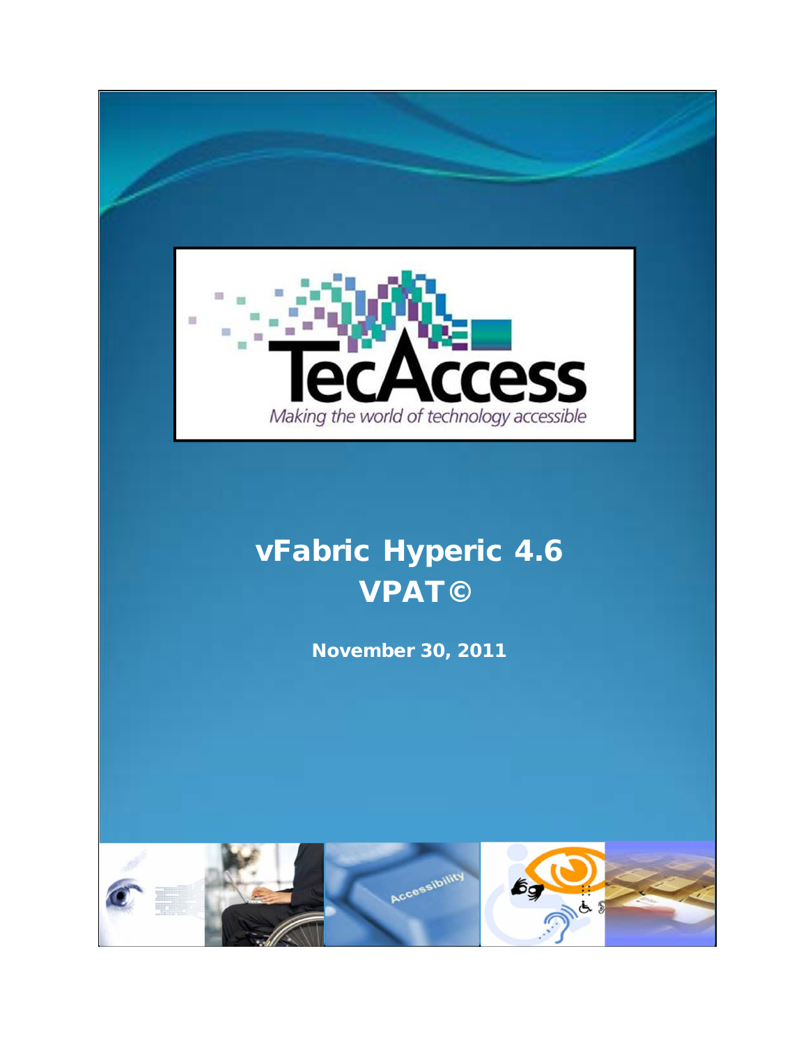TecAccess

Making the world of technology accessible

# vFabric Hyperic 4.6 VPAT©

**November 30, 2011**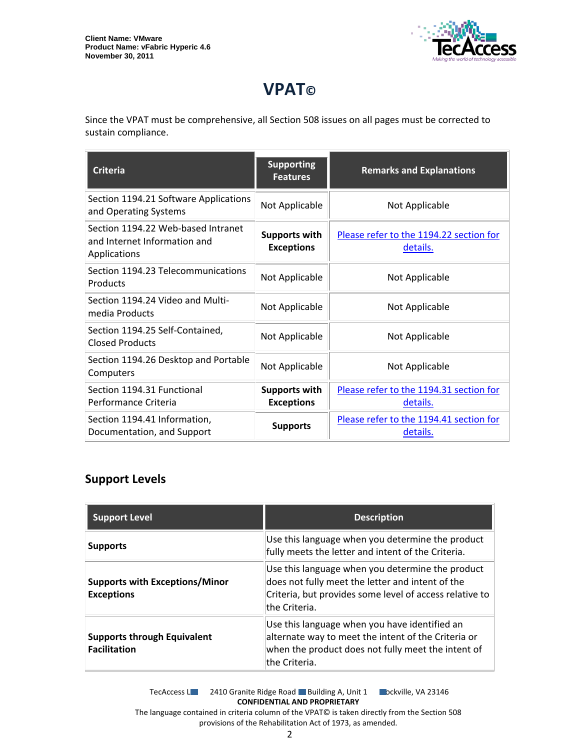Client Name: VMware
Product Name: vFabric Hyperic 4.6
November 30, 2011

# VPAT©

Since the VPAT must be comprehensive, all Section 508 issues on all pages must be corrected to sustain compliance.

| Criteria | Supporting Features | Remarks and Explanations |
|---|---|---|
| Section 1194.21 Software Applications and Operating Systems | Not Applicable | Not Applicable |
| Section 1194.22 Web-based Intranet and Internet Information and Applications | **Supports with Exceptions** | Please refer to the 1194.22 section for details. |
| Section 1194.23 Telecommunications Products | Not Applicable | Not Applicable |
| Section 1194.24 Video and Multi-media Products | Not Applicable | Not Applicable |
| Section 1194.25 Self-Contained, Closed Products | Not Applicable | Not Applicable |
| Section 1194.26 Desktop and Portable Computers | Not Applicable | Not Applicable |
| Section 1194.31 Functional Performance Criteria | **Supports with Exceptions** | Please refer to the 1194.31 section for details. |
| Section 1194.41 Information, Documentation, and Support | **Supports** | Please refer to the 1194.41 section for details. |

## Support Levels

| Support Level | Description |
|---|---|
| **Supports** | Use this language when you determine the product fully meets the letter and intent of the Criteria. |
| **Supports with Exceptions/Minor Exceptions** | Use this language when you determine the product does not fully meet the letter and intent of the Criteria, but provides some level of access relative to the Criteria. |
| **Supports through Equivalent Facilitation** | Use this language when you have identified an alternate way to meet the intent of the Criteria or when the product does not fully meet the intent of the Criteria. |

TecAccess LLC 2410 Granite Ridge Road Building A, Unit 1 Rockville, VA 23146
**CONFIDENTIAL AND PROPRIETARY**
The language contained in criteria column of the VPAT© is taken directly from the Section 508 provisions of the Rehabilitation Act of 1973, as amended.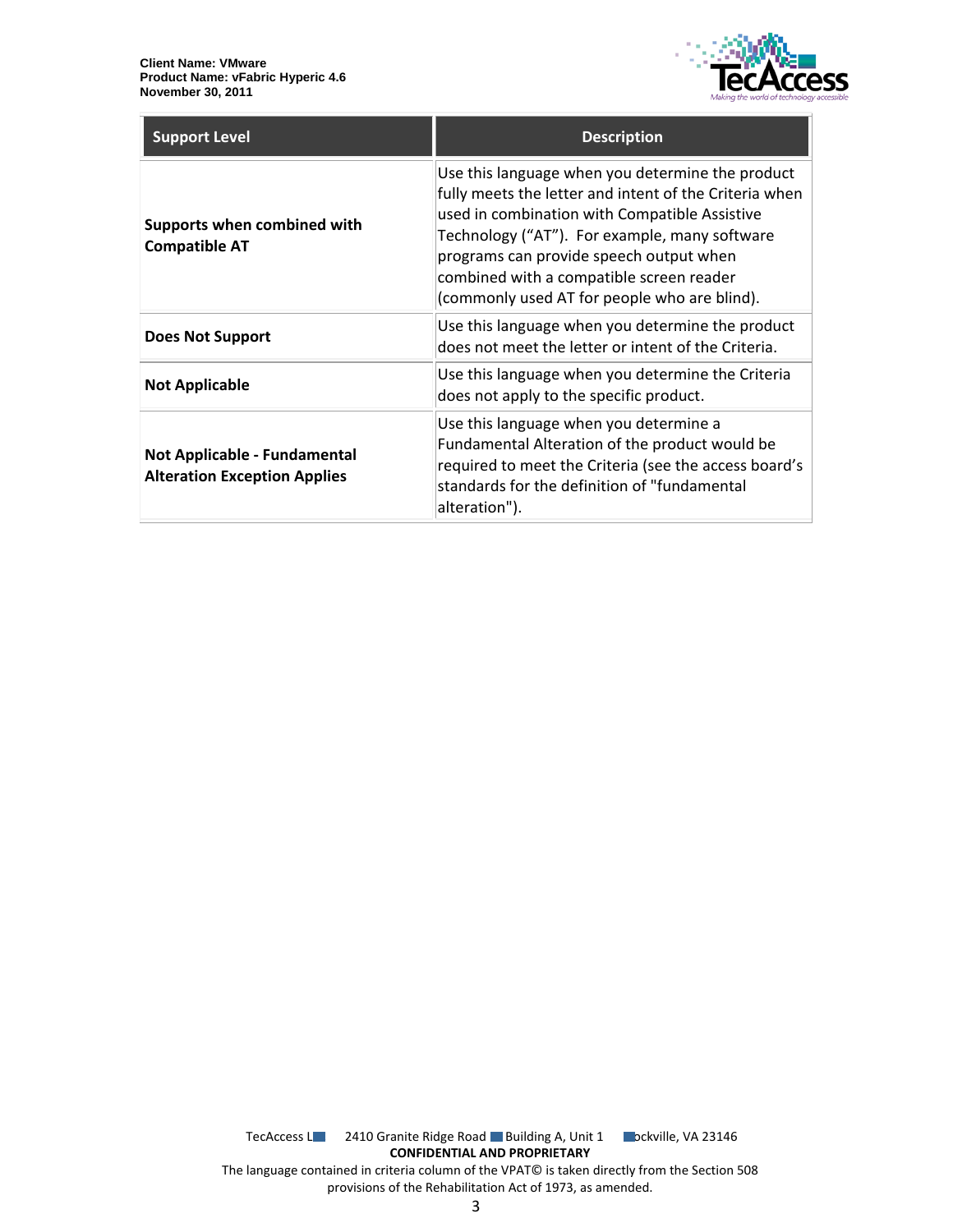| Support Level | Description |
|---|---|
| **Supports when combined with Compatible AT** | Use this language when you determine the product fully meets the letter and intent of the Criteria when used in combination with Compatible Assistive Technology ("AT"). For example, many software programs can provide speech output when combined with a compatible screen reader (commonly used AT for people who are blind). |
| **Does Not Support** | Use this language when you determine the product does not meet the letter or intent of the Criteria. |
| **Not Applicable** | Use this language when you determine the Criteria does not apply to the specific product. |
| **Not Applicable - Fundamental Alteration Exception Applies** | Use this language when you determine a Fundamental Alteration of the product would be required to meet the Criteria (see the access board's standards for the definition of "fundamental alteration"). |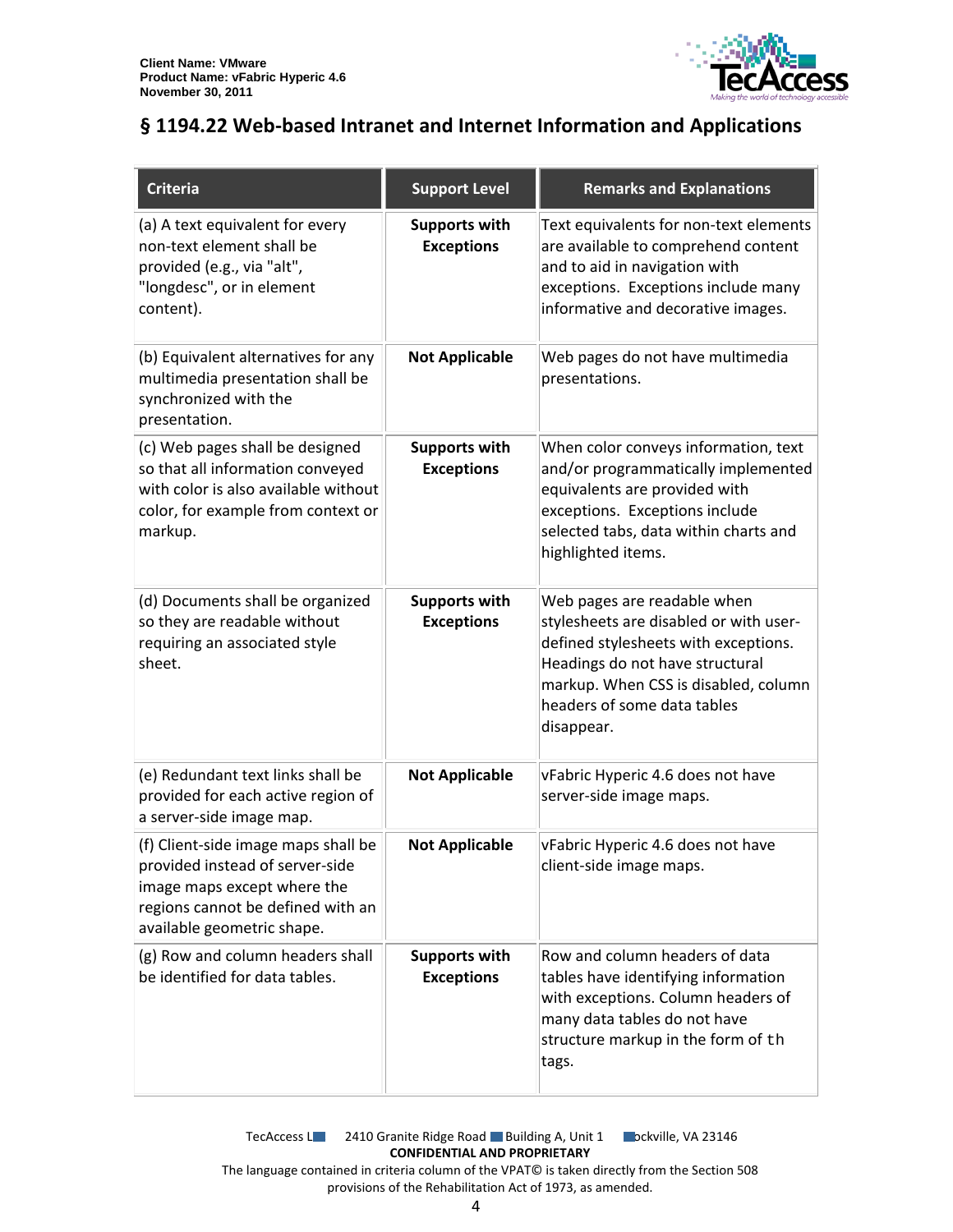## § 1194.22 Web-based Intranet and Internet Information and Applications

| Criteria | Support Level | Remarks and Explanations |
|---|---|---|
| (a) A text equivalent for every non-text element shall be provided (e.g., via "alt", "longdesc", or in element content). | **Supports with Exceptions** | Text equivalents for non-text elements are available to comprehend content and to aid in navigation with exceptions. Exceptions include many informative and decorative images. |
| (b) Equivalent alternatives for any multimedia presentation shall be synchronized with the presentation. | **Not Applicable** | Web pages do not have multimedia presentations. |
| (c) Web pages shall be designed so that all information conveyed with color is also available without color, for example from context or markup. | **Supports with Exceptions** | When color conveys information, text and/or programmatically implemented equivalents are provided with exceptions. Exceptions include selected tabs, data within charts and highlighted items. |
| (d) Documents shall be organized so they are readable without requiring an associated style sheet. | **Supports with Exceptions** | Web pages are readable when stylesheets are disabled or with user-defined stylesheets with exceptions. Headings do not have structural markup. When CSS is disabled, column headers of some data tables disappear. |
| (e) Redundant text links shall be provided for each active region of a server-side image map. | **Not Applicable** | vFabric Hyperic 4.6 does not have server-side image maps. |
| (f) Client-side image maps shall be provided instead of server-side image maps except where the regions cannot be defined with an available geometric shape. | **Not Applicable** | vFabric Hyperic 4.6 does not have client-side image maps. |
| (g) Row and column headers shall be identified for data tables. | **Supports with Exceptions** | Row and column headers of data tables have identifying information with exceptions. Column headers of many data tables do not have structure markup in the form of `th` tags. |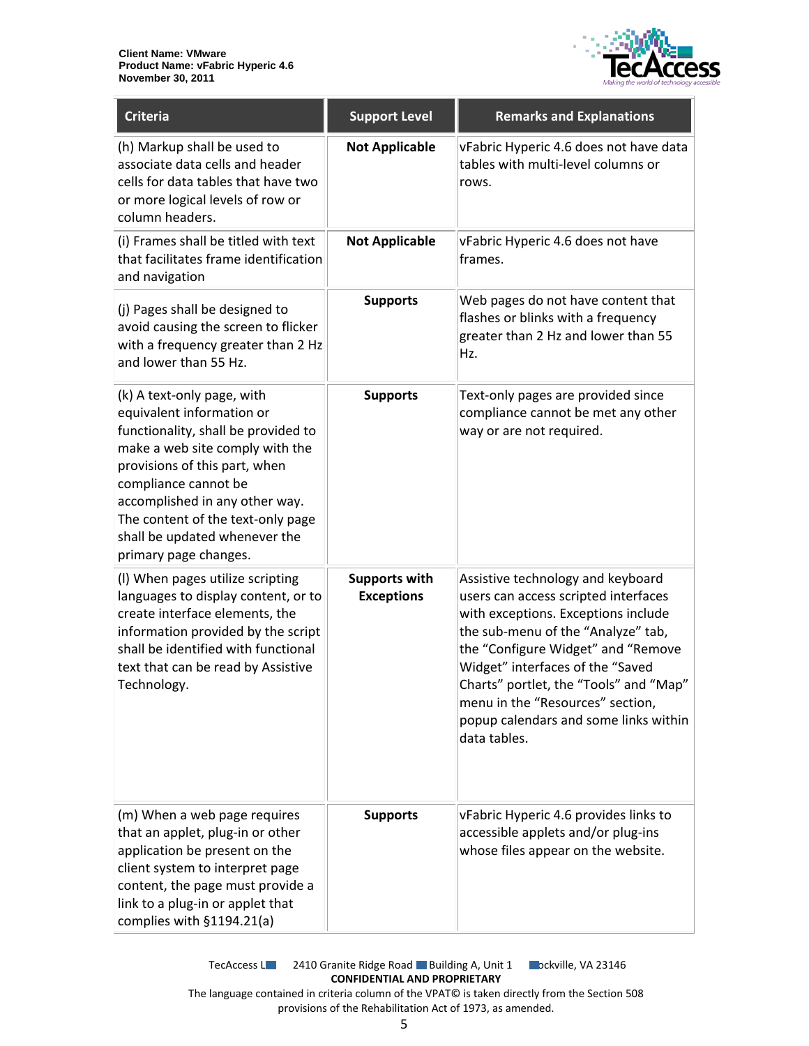| Criteria | Support Level | Remarks and Explanations |
| --- | --- | --- |
| (h) Markup shall be used to associate data cells and header cells for data tables that have two or more logical levels of row or column headers. | **Not Applicable** | vFabric Hyperic 4.6 does not have data tables with multi-level columns or rows. |
| (i) Frames shall be titled with text that facilitates frame identification and navigation | **Not Applicable** | vFabric Hyperic 4.6 does not have frames. |
| (j) Pages shall be designed to avoid causing the screen to flicker with a frequency greater than 2 Hz and lower than 55 Hz. | **Supports** | Web pages do not have content that flashes or blinks with a frequency greater than 2 Hz and lower than 55 Hz. |
| (k) A text-only page, with equivalent information or functionality, shall be provided to make a web site comply with the provisions of this part, when compliance cannot be accomplished in any other way. The content of the text-only page shall be updated whenever the primary page changes. | **Supports** | Text-only pages are provided since compliance cannot be met any other way or are not required. |
| (l) When pages utilize scripting languages to display content, or to create interface elements, the information provided by the script shall be identified with functional text that can be read by Assistive Technology. | **Supports with Exceptions** | Assistive technology and keyboard users can access scripted interfaces with exceptions. Exceptions include the sub-menu of the "Analyze" tab, the "Configure Widget" and "Remove Widget" interfaces of the "Saved Charts" portlet, the "Tools" and "Map" menu in the "Resources" section, popup calendars and some links within data tables. |
| (m) When a web page requires that an applet, plug-in or other application be present on the client system to interpret page content, the page must provide a link to a plug-in or applet that complies with §1194.21(a) | **Supports** | vFabric Hyperic 4.6 provides links to accessible applets and/or plug-ins whose files appear on the website. |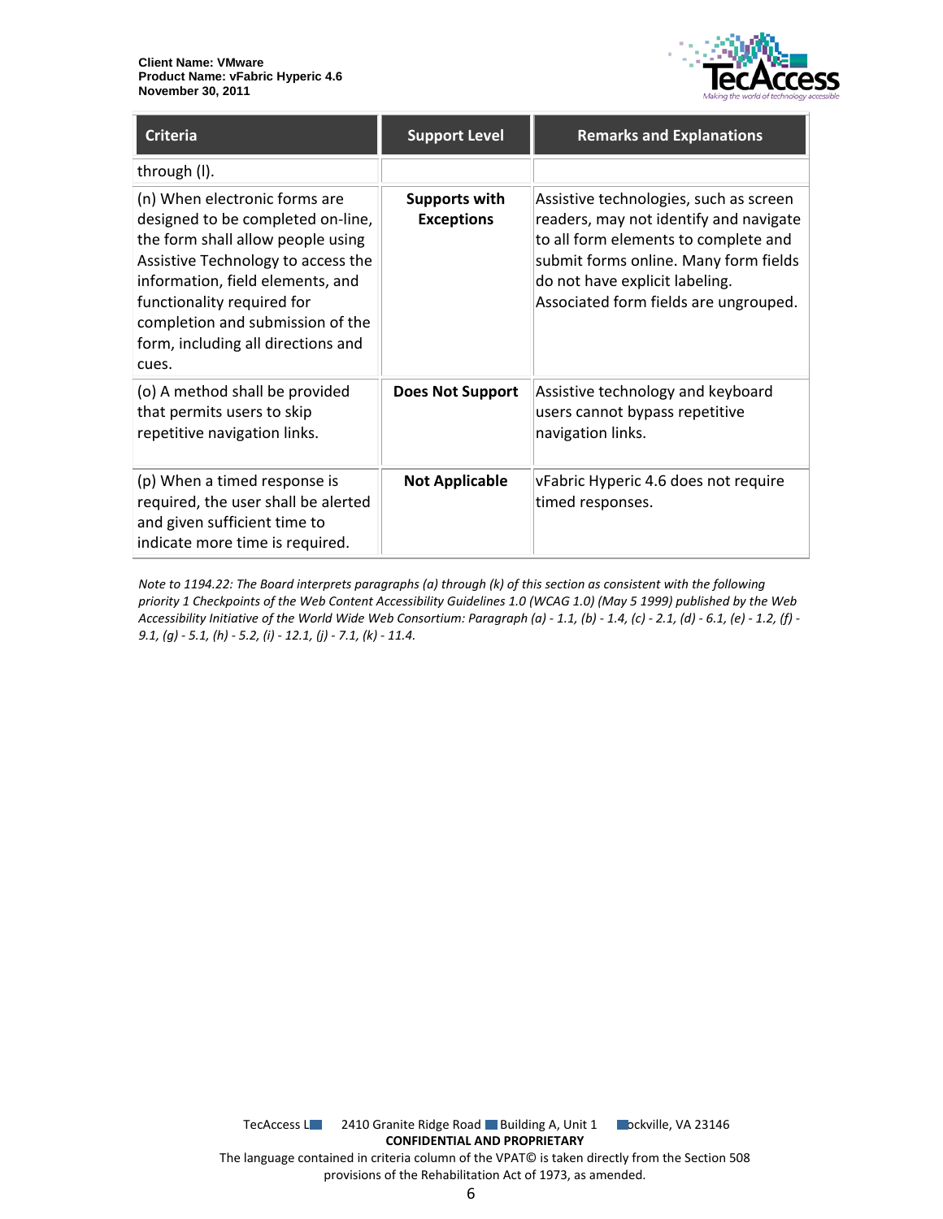| Criteria | Support Level | Remarks and Explanations |
|---|---|---|
| through (l). | | |
| (n) When electronic forms are designed to be completed on-line, the form shall allow people using Assistive Technology to access the information, field elements, and functionality required for completion and submission of the form, including all directions and cues. | **Supports with Exceptions** | Assistive technologies, such as screen readers, may not identify and navigate to all form elements to complete and submit forms online. Many form fields do not have explicit labeling. Associated form fields are ungrouped. |
| (o) A method shall be provided that permits users to skip repetitive navigation links. | **Does Not Support** | Assistive technology and keyboard users cannot bypass repetitive navigation links. |
| (p) When a timed response is required, the user shall be alerted and given sufficient time to indicate more time is required. | **Not Applicable** | vFabric Hyperic 4.6 does not require timed responses. |

*Note to 1194.22: The Board interprets paragraphs (a) through (k) of this section as consistent with the following priority 1 Checkpoints of the Web Content Accessibility Guidelines 1.0 (WCAG 1.0) (May 5 1999) published by the Web Accessibility Initiative of the World Wide Web Consortium: Paragraph (a) - 1.1, (b) - 1.4, (c) - 2.1, (d) - 6.1, (e) - 1.2, (f) - 9.1, (g) - 5.1, (h) - 5.2, (i) - 12.1, (j) - 7.1, (k) - 11.4.*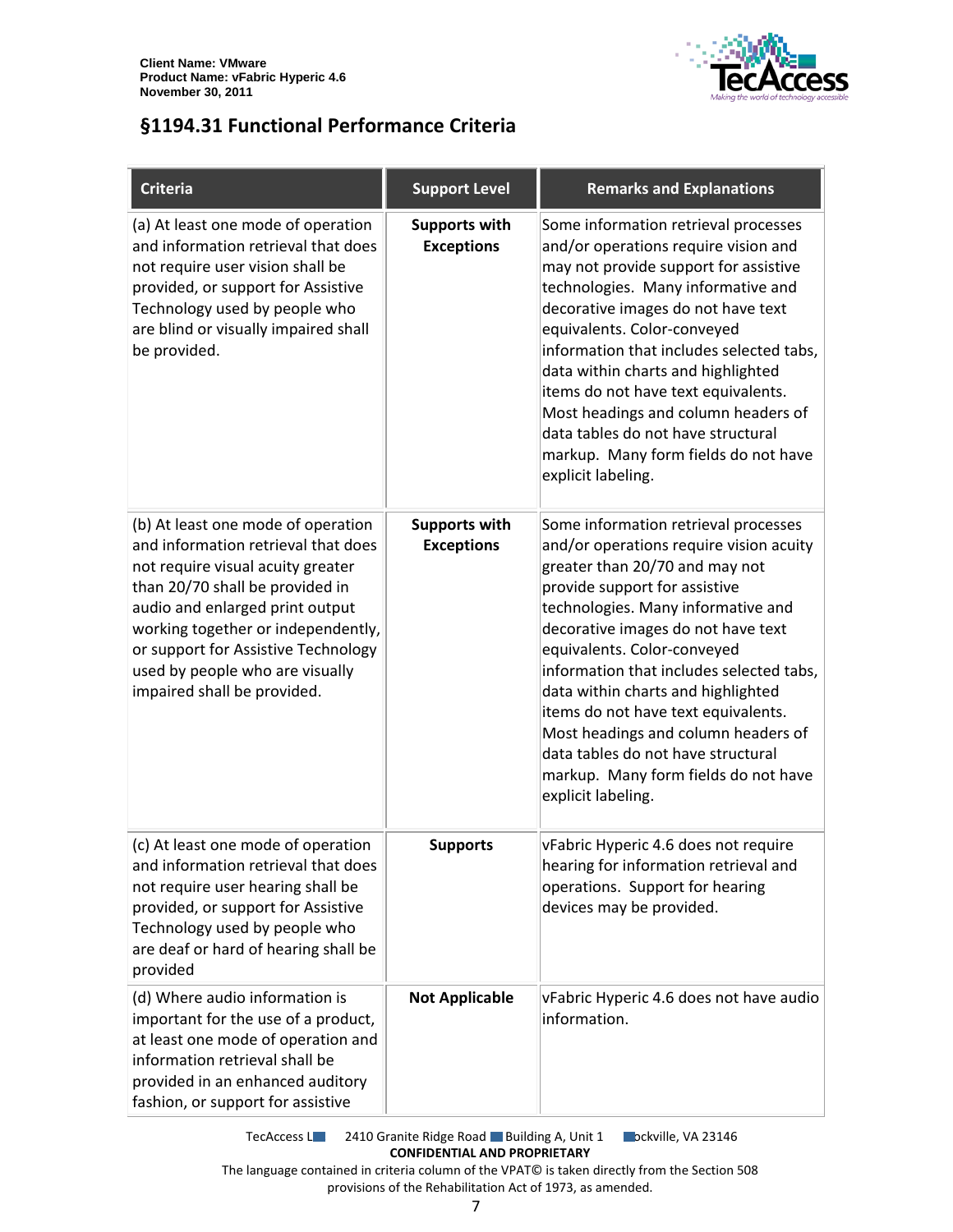## §1194.31 Functional Performance Criteria

| Criteria | Support Level | Remarks and Explanations |
|---|---|---|
| (a) At least one mode of operation and information retrieval that does not require user vision shall be provided, or support for Assistive Technology used by people who are blind or visually impaired shall be provided. | **Supports with Exceptions** | Some information retrieval processes and/or operations require vision and may not provide support for assistive technologies. Many informative and decorative images do not have text equivalents. Color-conveyed information that includes selected tabs, data within charts and highlighted items do not have text equivalents. Most headings and column headers of data tables do not have structural markup. Many form fields do not have explicit labeling. |
| (b) At least one mode of operation and information retrieval that does not require visual acuity greater than 20/70 shall be provided in audio and enlarged print output working together or independently, or support for Assistive Technology used by people who are visually impaired shall be provided. | **Supports with Exceptions** | Some information retrieval processes and/or operations require vision acuity greater than 20/70 and may not provide support for assistive technologies. Many informative and decorative images do not have text equivalents. Color-conveyed information that includes selected tabs, data within charts and highlighted items do not have text equivalents. Most headings and column headers of data tables do not have structural markup. Many form fields do not have explicit labeling. |
| (c) At least one mode of operation and information retrieval that does not require user hearing shall be provided, or support for Assistive Technology used by people who are deaf or hard of hearing shall be provided | **Supports** | vFabric Hyperic 4.6 does not require hearing for information retrieval and operations. Support for hearing devices may be provided. |
| (d) Where audio information is important for the use of a product, at least one mode of operation and information retrieval shall be provided in an enhanced auditory fashion, or support for assistive | **Not Applicable** | vFabric Hyperic 4.6 does not have audio information. |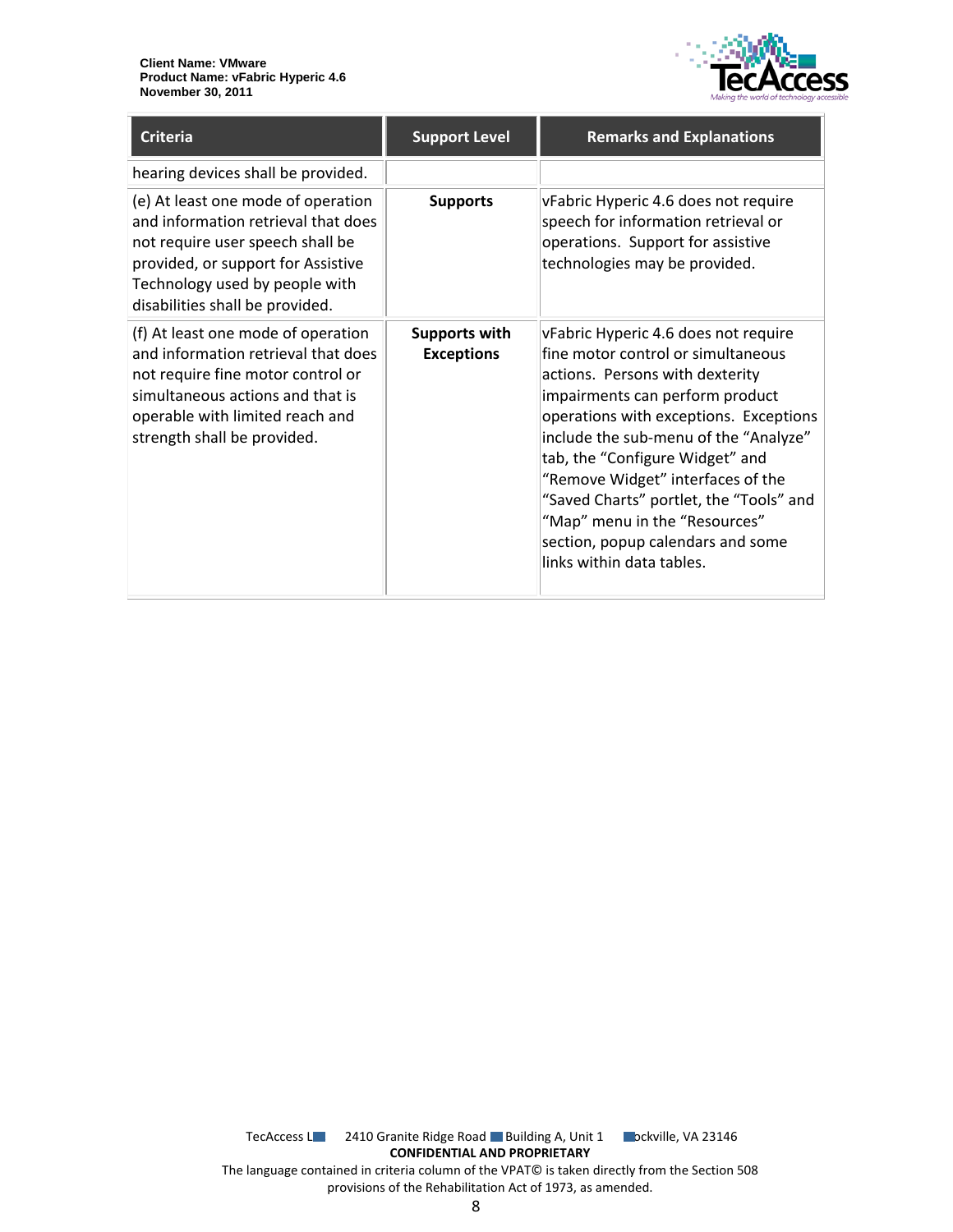| Criteria | Support Level | Remarks and Explanations |
|---|---|---|
| hearing devices shall be provided. | | |
| (e) At least one mode of operation and information retrieval that does not require user speech shall be provided, or support for Assistive Technology used by people with disabilities shall be provided. | **Supports** | vFabric Hyperic 4.6 does not require speech for information retrieval or operations. Support for assistive technologies may be provided. |
| (f) At least one mode of operation and information retrieval that does not require fine motor control or simultaneous actions and that is operable with limited reach and strength shall be provided. | **Supports with Exceptions** | vFabric Hyperic 4.6 does not require fine motor control or simultaneous actions. Persons with dexterity impairments can perform product operations with exceptions. Exceptions include the sub-menu of the "Analyze" tab, the "Configure Widget" and "Remove Widget" interfaces of the "Saved Charts" portlet, the "Tools" and "Map" menu in the "Resources" section, popup calendars and some links within data tables. |

TecAccess LLC 2410 Granite Ridge Road Building A, Unit 1 Rockville, VA 23146

**CONFIDENTIAL AND PROPRIETARY**

The language contained in criteria column of the VPAT© is taken directly from the Section 508 provisions of the Rehabilitation Act of 1973, as amended.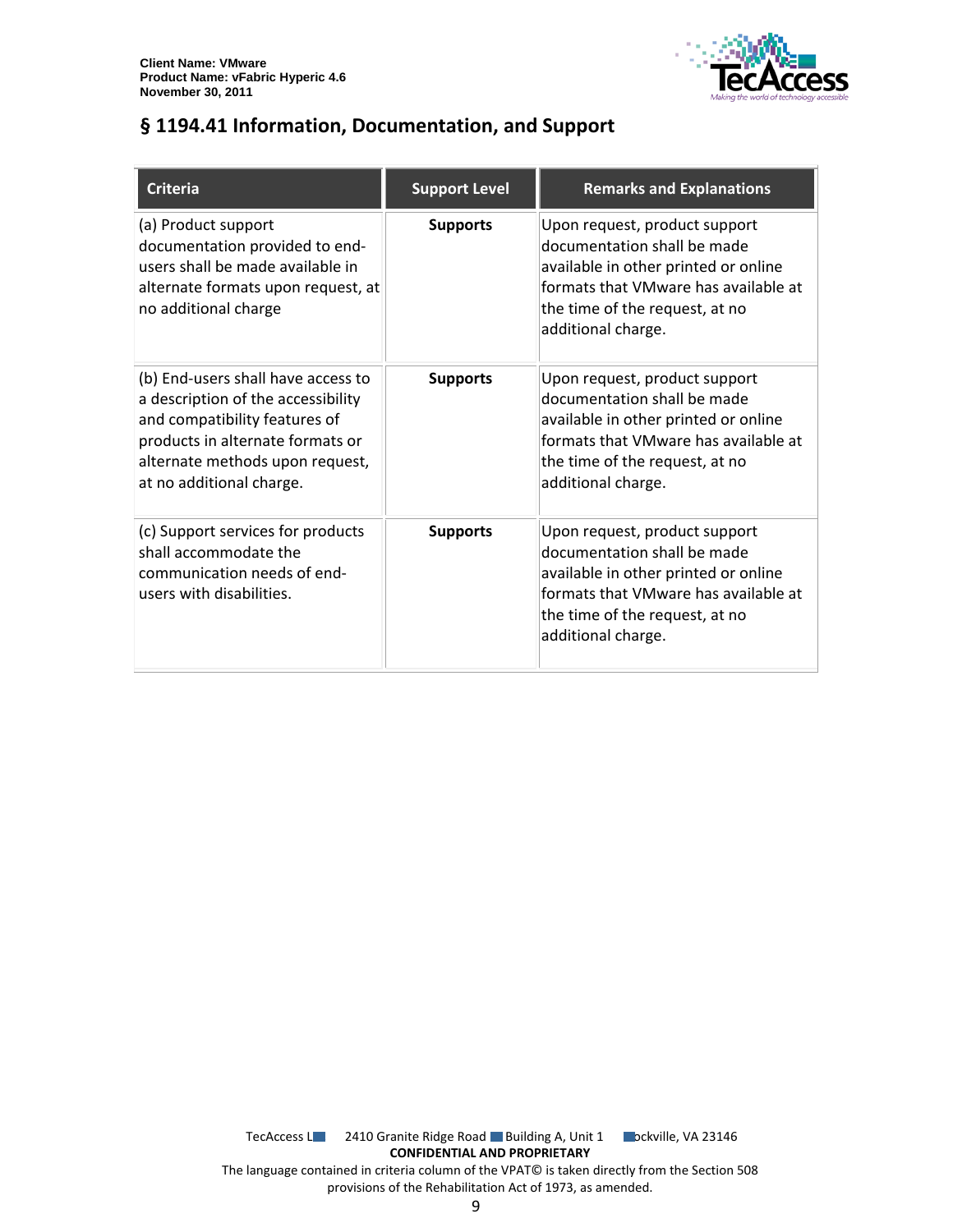## § 1194.41 Information, Documentation, and Support

| Criteria | Support Level | Remarks and Explanations |
|---|---|---|
| (a) Product support documentation provided to end-users shall be made available in alternate formats upon request, at no additional charge | **Supports** | Upon request, product support documentation shall be made available in other printed or online formats that VMware has available at the time of the request, at no additional charge. |
| (b) End-users shall have access to a description of the accessibility and compatibility features of products in alternate formats or alternate methods upon request, at no additional charge. | **Supports** | Upon request, product support documentation shall be made available in other printed or online formats that VMware has available at the time of the request, at no additional charge. |
| (c) Support services for products shall accommodate the communication needs of end-users with disabilities. | **Supports** | Upon request, product support documentation shall be made available in other printed or online formats that VMware has available at the time of the request, at no additional charge. |